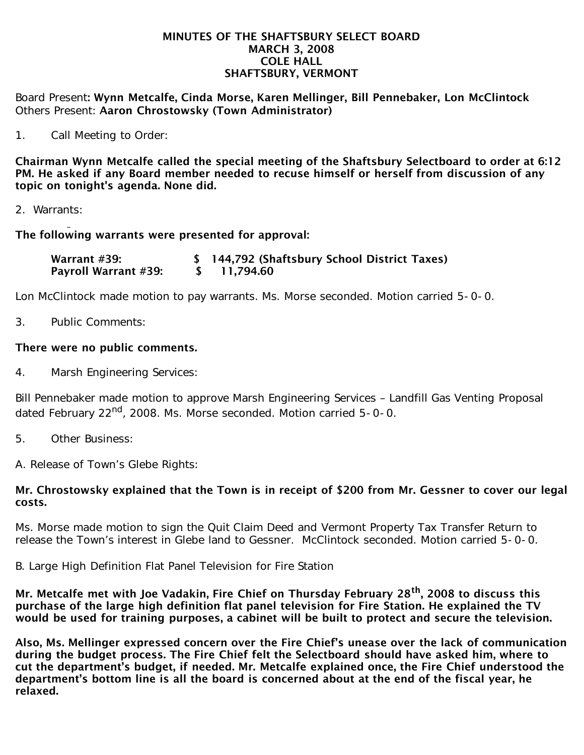# MINUTES OF THE SHAFTSBURY SELECT BOARD
## MARCH 3, 2008
## COLE HALL
## SHAFTSBURY, VERMONT

Board Present: **Wynn Metcalfe, Cinda Morse, Karen Mellinger, Bill Pennebaker, Lon McClintock**
Others Present: **Aaron Chrostowsky (Town Administrator)**

1. Call Meeting to Order:

**Chairman Wynn Metcalfe called the special meeting of the Shaftsbury Selectboard to order at 6:12 PM. He asked if any Board member needed to recuse himself or herself from discussion of any topic on tonight's agenda. None did.**

2. Warrants:

**The following warrants were presented for approval:**

| | |
|---|---|
| **Warrant #39:** | **$ 144,792 (Shaftsbury School District Taxes)** |
| **Payroll Warrant #39:** | **$ 11,794.60** |

Lon McClintock made motion to pay warrants. Ms. Morse seconded. Motion carried 5-0-0.

3. Public Comments:

**There were no public comments.**

4. Marsh Engineering Services:

Bill Pennebaker made motion to approve Marsh Engineering Services – Landfill Gas Venting Proposal dated February 22nd, 2008. Ms. Morse seconded. Motion carried 5-0-0.

5. Other Business:

A. Release of Town's Glebe Rights:

**Mr. Chrostowsky explained that the Town is in receipt of $200 from Mr. Gessner to cover our legal costs.**

Ms. Morse made motion to sign the Quit Claim Deed and Vermont Property Tax Transfer Return to release the Town's interest in Glebe land to Gessner. McClintock seconded. Motion carried 5-0-0.

B. Large High Definition Flat Panel Television for Fire Station

**Mr. Metcalfe met with Joe Vadakin, Fire Chief on Thursday February 28th, 2008 to discuss this purchase of the large high definition flat panel television for Fire Station. He explained the TV would be used for training purposes, a cabinet will be built to protect and secure the television.**

**Also, Ms. Mellinger expressed concern over the Fire Chief's unease over the lack of communication during the budget process. The Fire Chief felt the Selectboard should have asked him, where to cut the department's budget, if needed. Mr. Metcalfe explained once, the Fire Chief understood the department's bottom line is all the board is concerned about at the end of the fiscal year, he relaxed.**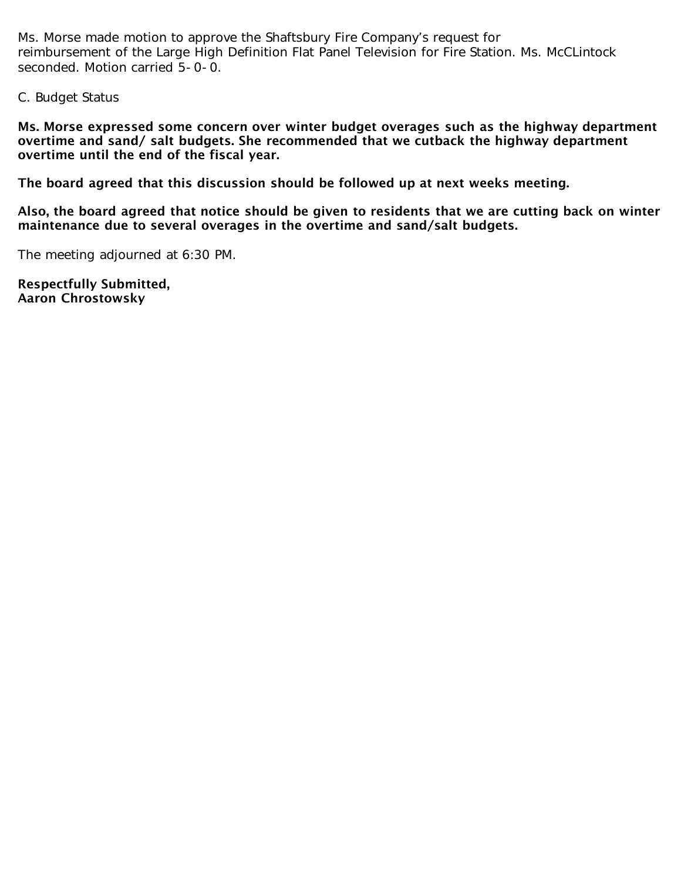Ms. Morse made motion to approve the Shaftsbury Fire Company's request for reimbursement of the Large High Definition Flat Panel Television for Fire Station. Ms. McCLintock seconded. Motion carried 5-0-0.

C. Budget Status

**Ms. Morse expressed some concern over winter budget overages such as the highway department overtime and sand/ salt budgets. She recommended that we cutback the highway department overtime until the end of the fiscal year.**

**The board agreed that this discussion should be followed up at next weeks meeting.**

**Also, the board agreed that notice should be given to residents that we are cutting back on winter maintenance due to several overages in the overtime and sand/salt budgets.**

The meeting adjourned at 6:30 PM.

**Respectfully Submitted,**
**Aaron Chrostowsky**